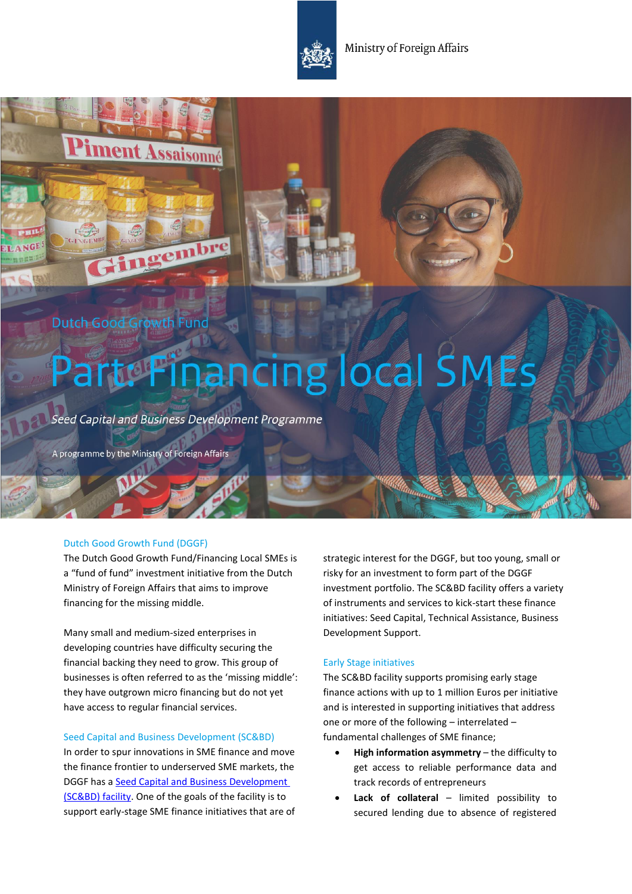Ministry of Foreign Affairs

Dutch Good Growth Fund

# Part: Financing local SMEs

*Seed Capital and Business Development Programme*

A programme by the Ministry of Foreign Affairs

## Dutch Good Growth Fund (DGGF)

The Dutch Good Growth Fund/Financing Local SMEs is a "fund of fund" investment initiative from the Dutch Ministry of Foreign Affairs that aims to improve financing for the missing middle.

Many small and medium-sized enterprises in developing countries have difficulty securing the financial backing they need to grow. This group of businesses is often referred to as the 'missing middle': they have outgrown micro financing but do not yet have access to regular financial services.

## Seed Capital and Business Development (SC&BD)

In order to spur innovations in SME finance and move the finance frontier to underserved SME markets, the DGGF has a [Seed Capital and Business Development (SC&BD) facility](). One of the goals of the facility is to support early-stage SME finance initiatives that are of strategic interest for the DGGF, but too young, small or risky for an investment to form part of the DGGF investment portfolio. The SC&BD facility offers a variety of instruments and services to kick-start these finance initiatives: Seed Capital, Technical Assistance, Business Development Support.

## Early Stage initiatives

The SC&BD facility supports promising early stage finance actions with up to 1 million Euros per initiative and is interested in supporting initiatives that address one or more of the following – interrelated – fundamental challenges of SME finance;

- **High information asymmetry** – the difficulty to get access to reliable performance data and track records of entrepreneurs
- **Lack of collateral** – limited possibility to secured lending due to absence of registered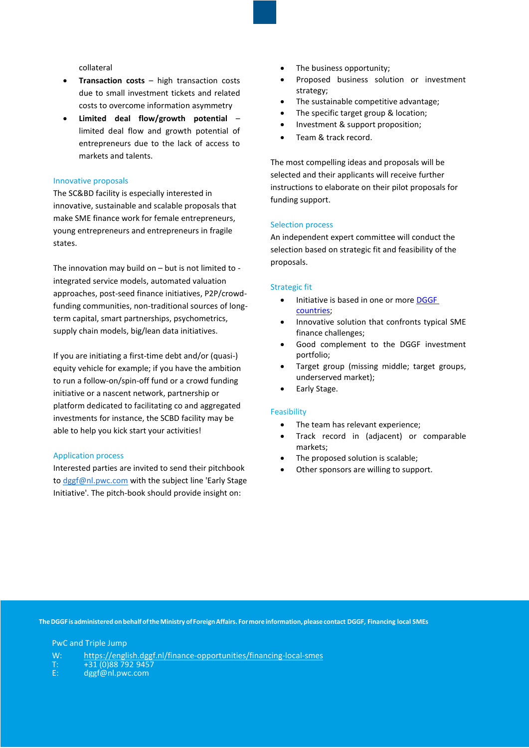collateral

- **Transaction costs** – high transaction costs due to small investment tickets and related costs to overcome information asymmetry
- **Limited deal flow/growth potential** – limited deal flow and growth potential of entrepreneurs due to the lack of access to markets and talents.

## Innovative proposals

The SC&BD facility is especially interested in innovative, sustainable and scalable proposals that make SME finance work for female entrepreneurs, young entrepreneurs and entrepreneurs in fragile states.

The innovation may build on – but is not limited to - integrated service models, automated valuation approaches, post-seed finance initiatives, P2P/crowd-funding communities, non-traditional sources of long-term capital, smart partnerships, psychometrics, supply chain models, big/lean data initiatives.

If you are initiating a first-time debt and/or (quasi-) equity vehicle for example; if you have the ambition to run a follow-on/spin-off fund or a crowd funding initiative or a nascent network, partnership or platform dedicated to facilitating co and aggregated investments for instance, the SCBD facility may be able to help you kick start your activities!

## Application process

Interested parties are invited to send their pitchbook to [dggf@nl.pwc.com](mailto:dggf@nl.pwc.com) with the subject line 'Early Stage Initiative'. The pitch-book should provide insight on:

- The business opportunity;
- Proposed business solution or investment strategy;
- The sustainable competitive advantage;
- The specific target group & location;
- Investment & support proposition;
- Team & track record.

The most compelling ideas and proposals will be selected and their applicants will receive further instructions to elaborate on their pilot proposals for funding support.

## Selection process

An independent expert committee will conduct the selection based on strategic fit and feasibility of the proposals.

## Strategic fit

- Initiative is based in one or more DGGF countries;
- Innovative solution that confronts typical SME finance challenges;
- Good complement to the DGGF investment portfolio;
- Target group (missing middle; target groups, underserved market);
- Early Stage.

## Feasibility

- The team has relevant experience;
- Track record in (adjacent) or comparable markets;
- The proposed solution is scalable;
- Other sponsors are willing to support.

**The DGGF is administered on behalf of the Ministry of Foreign Affairs. For more information, please contact DGGF, Financing local SMEs**

PwC and Triple Jump

W: https://english.dggf.nl/finance-opportunities/financing-local-smes
T: +31 (0)88 792 9457
E: dggf@nl.pwc.com